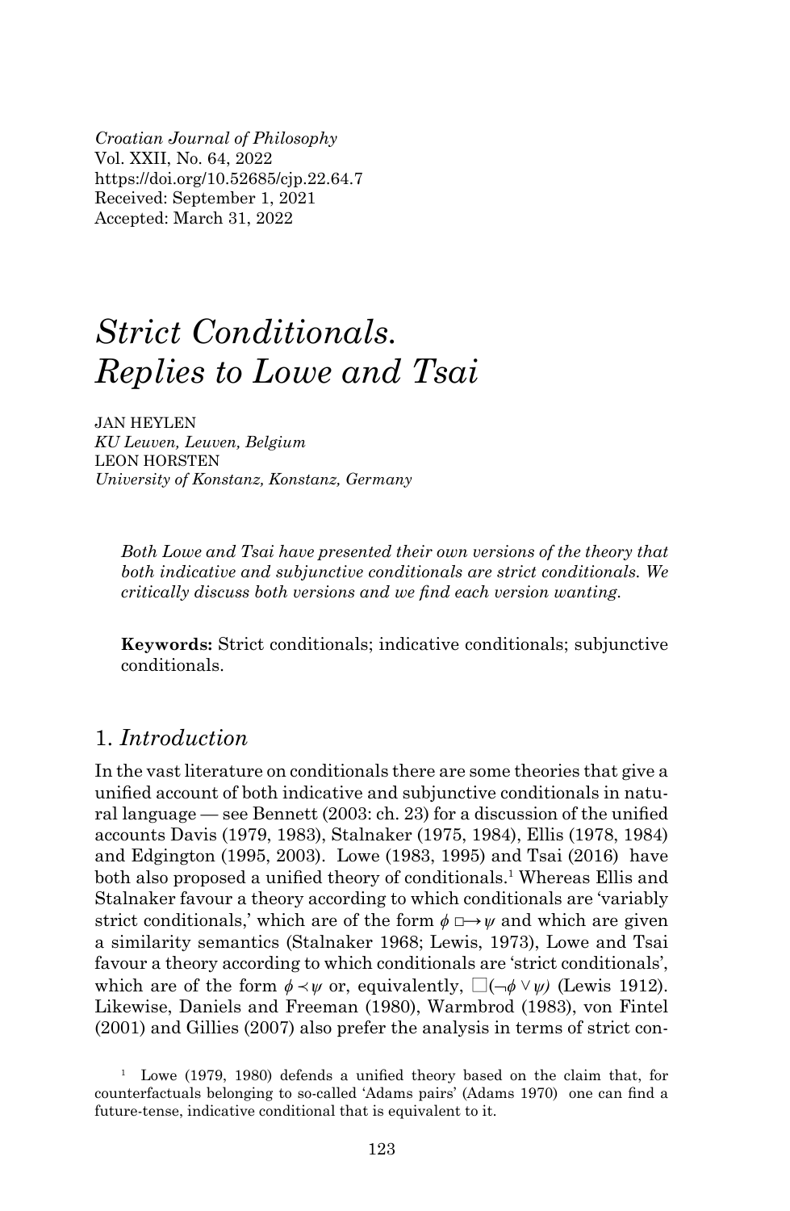Croatian Journal of Philosophy
Vol. XXII, No. 64, 2022
https://doi.org/10.52685/cjp.22.64.7
Received: September 1, 2021
Accepted: March 31, 2022

# *Strict Conditionals. Replies to Lowe and Tsai*

JAN HEYLEN
*KU Leuven, Leuven, Belgium*
LEON HORSTEN
*University of Konstanz, Konstanz, Germany*

*Both Lowe and Tsai have presented their own versions of the theory that both indicative and subjunctive conditionals are strict conditionals. We critically discuss both versions and we find each version wanting.*

**Keywords:** Strict conditionals; indicative conditionals; subjunctive conditionals.

## 1. *Introduction*

In the vast literature on conditionals there are some theories that give a unified account of both indicative and subjunctive conditionals in natural language — see Bennett (2003: ch. 23) for a discussion of the unified accounts Davis (1979, 1983), Stalnaker (1975, 1984), Ellis (1978, 1984) and Edgington (1995, 2003). Lowe (1983, 1995) and Tsai (2016) have both also proposed a unified theory of conditionals.[1] Whereas Ellis and Stalnaker favour a theory according to which conditionals are 'variably strict conditionals,' which are of the form $\phi \boxright \psi$ and which are given a similarity semantics (Stalnaker 1968; Lewis, 1973), Lowe and Tsai favour a theory according to which conditionals are 'strict conditionals', which are of the form $\phi \prec \psi$ or, equivalently, $\Box(\neg\phi \vee \psi)$ (Lewis 1912). Likewise, Daniels and Freeman (1980), Warmbrod (1983), von Fintel (2001) and Gillies (2007) also prefer the analysis in terms of strict con-

[1] Lowe (1979, 1980) defends a unified theory based on the claim that, for counterfactuals belonging to so-called 'Adams pairs' (Adams 1970) one can find a future-tense, indicative conditional that is equivalent to it.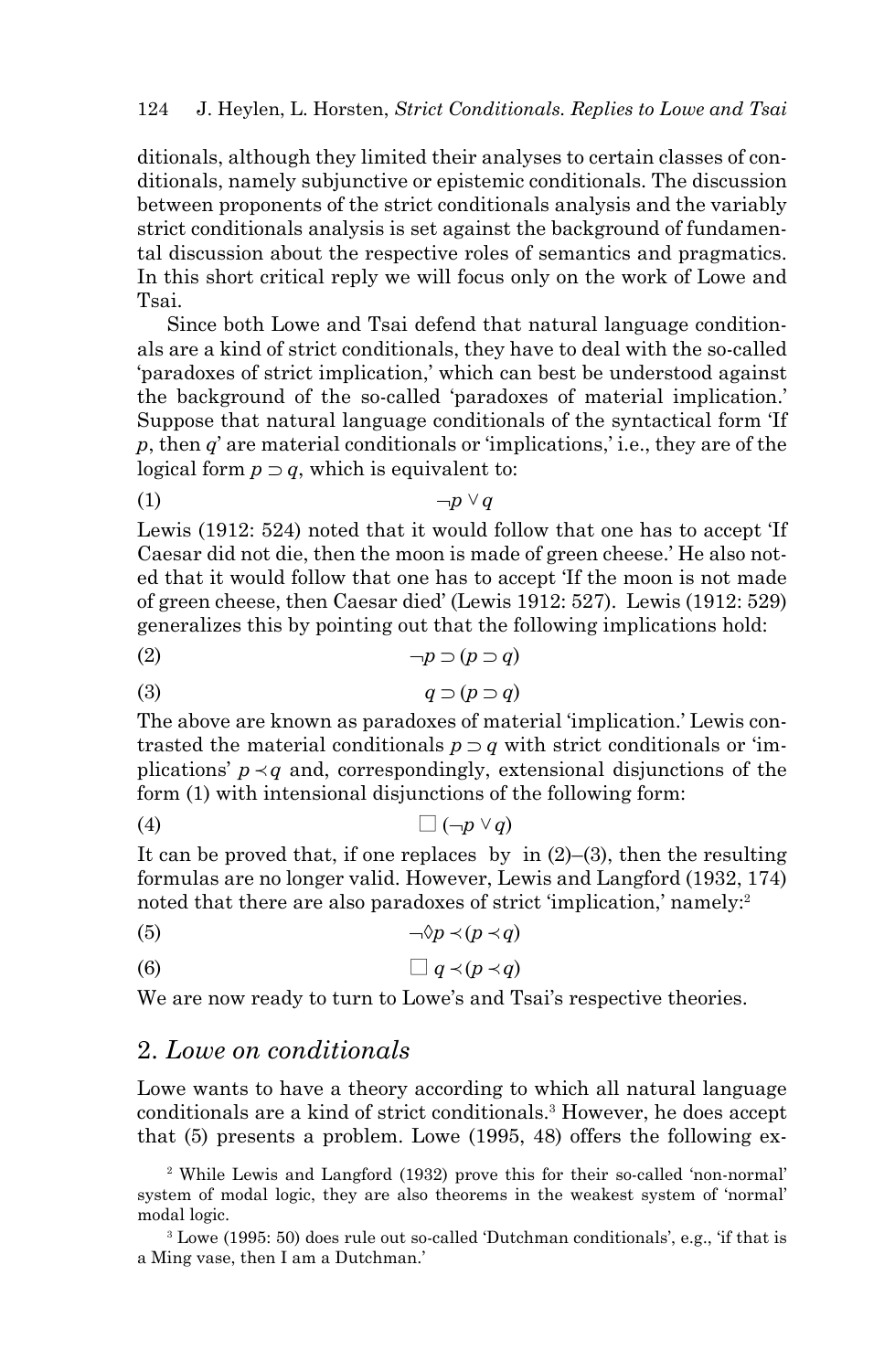ditionals, although they limited their analyses to certain classes of conditionals, namely subjunctive or epistemic conditionals. The discussion between proponents of the strict conditionals analysis and the variably strict conditionals analysis is set against the background of fundamental discussion about the respective roles of semantics and pragmatics. In this short critical reply we will focus only on the work of Lowe and Tsai.

Since both Lowe and Tsai defend that natural language conditionals are a kind of strict conditionals, they have to deal with the so-called 'paradoxes of strict implication,' which can best be understood against the background of the so-called 'paradoxes of material implication.' Suppose that natural language conditionals of the syntactical form 'If $p$, then $q$' are material conditionals or 'implications,' i.e., they are of the logical form $p \supset q$, which is equivalent to:

$$\neg p \vee q \tag{1}$$

Lewis (1912: 524) noted that it would follow that one has to accept 'If Caesar did not die, then the moon is made of green cheese.' He also noted that it would follow that one has to accept 'If the moon is not made of green cheese, then Caesar died' (Lewis 1912: 527). Lewis (1912: 529) generalizes this by pointing out that the following implications hold:

$$\neg p \supset (p \supset q) \tag{2}$$

$$q \supset (p \supset q) \tag{3}$$

The above are known as paradoxes of material 'implication.' Lewis contrasted the material conditionals $p \supset q$ with strict conditionals or 'implications' $p \prec q$ and, correspondingly, extensional disjunctions of the form (1) with intensional disjunctions of the following form:

$$\Box (\neg p \vee q) \tag{4}$$

It can be proved that, if one replaces  by  in (2)–(3), then the resulting formulas are no longer valid. However, Lewis and Langford (1932, 174) noted that there are also paradoxes of strict 'implication,' namely:[2]

$$\neg \Diamond p \prec (p \prec q) \tag{5}$$

$$\Box\, q \prec (p \prec q) \tag{6}$$

We are now ready to turn to Lowe's and Tsai's respective theories.

## 2. *Lowe on conditionals*

Lowe wants to have a theory according to which all natural language conditionals are a kind of strict conditionals.[3] However, he does accept that (5) presents a problem. Lowe (1995, 48) offers the following ex-

[2] While Lewis and Langford (1932) prove this for their so-called 'non-normal' system of modal logic, they are also theorems in the weakest system of 'normal' modal logic.

[3] Lowe (1995: 50) does rule out so-called 'Dutchman conditionals', e.g., 'if that is a Ming vase, then I am a Dutchman.'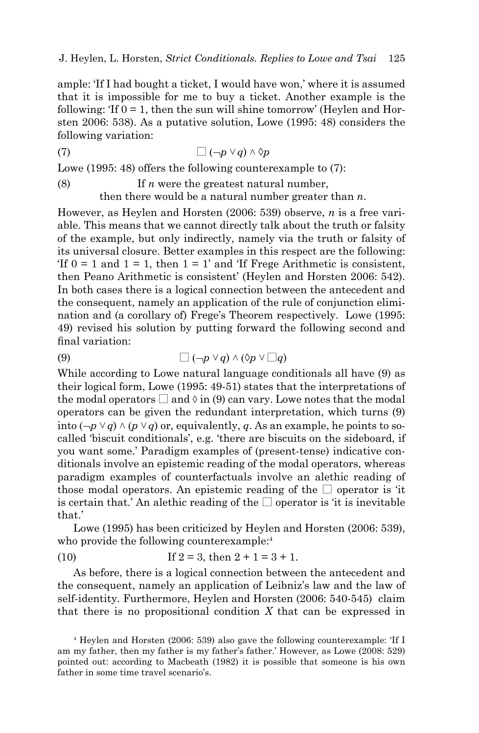ample: 'If I had bought a ticket, I would have won,' where it is assumed that it is impossible for me to buy a ticket. Another example is the following: 'If 0 = 1, then the sun will shine tomorrow' (Heylen and Horsten 2006: 538). As a putative solution, Lowe (1995: 48) considers the following variation:

(7) $$\Box(\neg p \vee q) \wedge \Diamond p$$

Lowe (1995: 48) offers the following counterexample to (7):

(8) If *n* were the greatest natural number, then there would be a natural number greater than *n*.

However, as Heylen and Horsten (2006: 539) observe, *n* is a free variable. This means that we cannot directly talk about the truth or falsity of the example, but only indirectly, namely via the truth or falsity of its universal closure. Better examples in this respect are the following: 'If 0 = 1 and 1 = 1, then 1 = 1' and 'If Frege Arithmetic is consistent, then Peano Arithmetic is consistent' (Heylen and Horsten 2006: 542). In both cases there is a logical connection between the antecedent and the consequent, namely an application of the rule of conjunction elimination and (a corollary of) Frege's Theorem respectively. Lowe (1995: 49) revised his solution by putting forward the following second and final variation:

(9) $$\Box(\neg p \vee q) \wedge (\Diamond p \vee \Box q)$$

While according to Lowe natural language conditionals all have (9) as their logical form, Lowe (1995: 49-51) states that the interpretations of the modal operators $\Box$ and $\Diamond$ in (9) can vary. Lowe notes that the modal operators can be given the redundant interpretation, which turns (9) into $(\neg p \vee q) \wedge (p \vee q)$ or, equivalently, $q$. As an example, he points to so-called 'biscuit conditionals', e.g. 'there are biscuits on the sideboard, if you want some.' Paradigm examples of (present-tense) indicative conditionals involve an epistemic reading of the modal operators, whereas paradigm examples of counterfactuals involve an alethic reading of those modal operators. An epistemic reading of the $\Box$ operator is 'it is certain that.' An alethic reading of the $\Box$ operator is 'it is inevitable that.'

Lowe (1995) has been criticized by Heylen and Horsten (2006: 539), who provide the following counterexample:[4]

(10) If 2 = 3, then 2 + 1 = 3 + 1.

As before, there is a logical connection between the antecedent and the consequent, namely an application of Leibniz's law and the law of self-identity. Furthermore, Heylen and Horsten (2006: 540-545) claim that there is no propositional condition *X* that can be expressed in

[4] Heylen and Horsten (2006: 539) also gave the following counterexample: 'If I am my father, then my father is my father's father.' However, as Lowe (2008: 529) pointed out: according to Macbeath (1982) it is possible that someone is his own father in some time travel scenario's.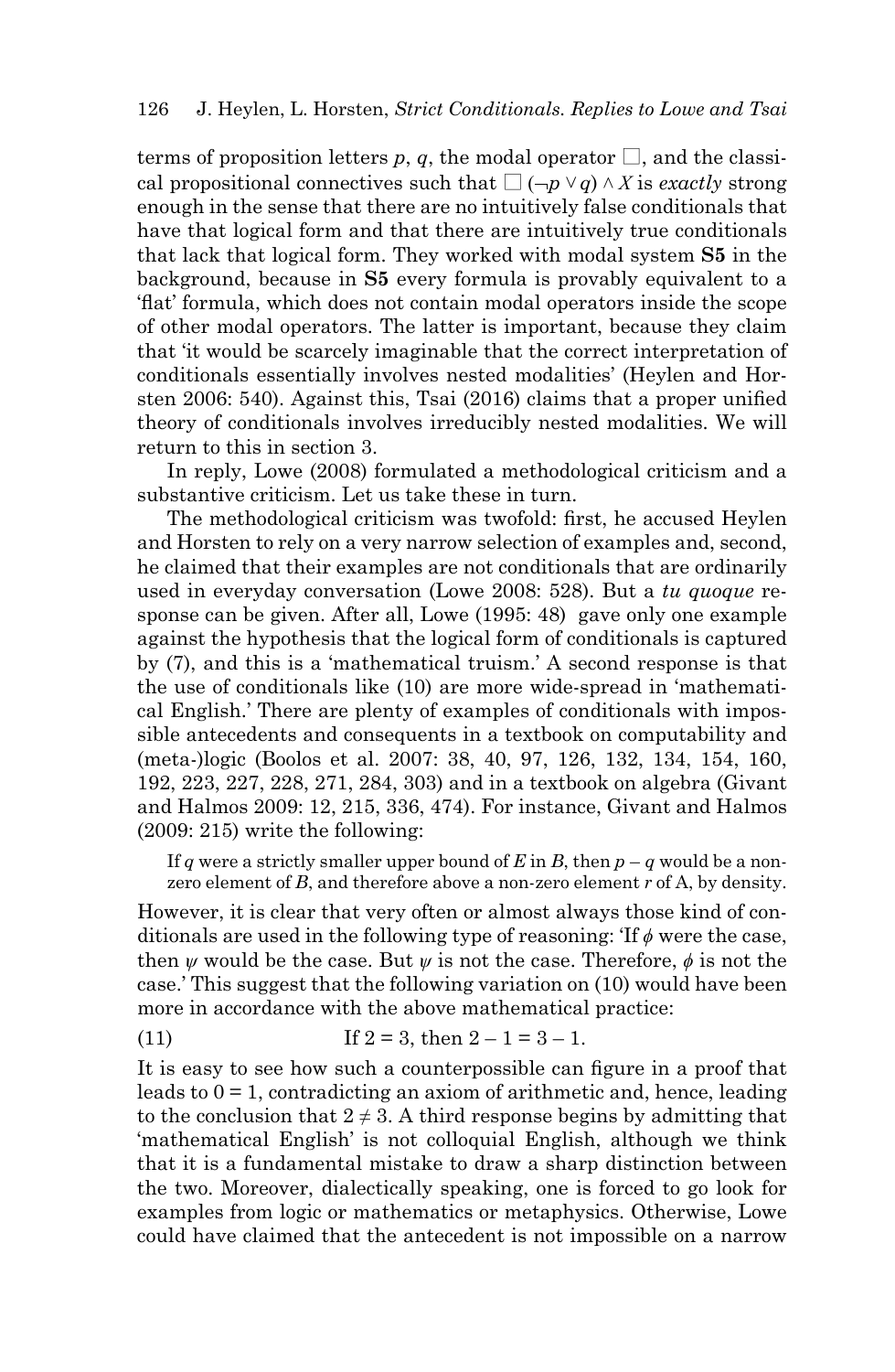terms of proposition letters $p$, $q$, the modal operator $\Box$, and the classical propositional connectives such that $\Box(\neg p \vee q) \wedge X$ is *exactly* strong enough in the sense that there are no intuitively false conditionals that have that logical form and that there are intuitively true conditionals that lack that logical form. They worked with modal system **S5** in the background, because in **S5** every formula is provably equivalent to a 'flat' formula, which does not contain modal operators inside the scope of other modal operators. The latter is important, because they claim that 'it would be scarcely imaginable that the correct interpretation of conditionals essentially involves nested modalities' (Heylen and Horsten 2006: 540). Against this, Tsai (2016) claims that a proper unified theory of conditionals involves irreducibly nested modalities. We will return to this in section 3.

In reply, Lowe (2008) formulated a methodological criticism and a substantive criticism. Let us take these in turn.

The methodological criticism was twofold: first, he accused Heylen and Horsten to rely on a very narrow selection of examples and, second, he claimed that their examples are not conditionals that are ordinarily used in everyday conversation (Lowe 2008: 528). But a *tu quoque* response can be given. After all, Lowe (1995: 48) gave only one example against the hypothesis that the logical form of conditionals is captured by (7), and this is a 'mathematical truism.' A second response is that the use of conditionals like (10) are more wide-spread in 'mathematical English.' There are plenty of examples of conditionals with impossible antecedents and consequents in a textbook on computability and (meta-)logic (Boolos et al. 2007: 38, 40, 97, 126, 132, 134, 154, 160, 192, 223, 227, 228, 271, 284, 303) and in a textbook on algebra (Givant and Halmos 2009: 12, 215, 336, 474). For instance, Givant and Halmos (2009: 215) write the following:

> If $q$ were a strictly smaller upper bound of $E$ in $B$, then $p - q$ would be a non-zero element of $B$, and therefore above a non-zero element $r$ of A, by density.

However, it is clear that very often or almost always those kind of conditionals are used in the following type of reasoning: 'If $\phi$ were the case, then $\psi$ would be the case. But $\psi$ is not the case. Therefore, $\phi$ is not the case.' This suggest that the following variation on (10) would have been more in accordance with the above mathematical practice:

(11) If $2 = 3$, then $2 - 1 = 3 - 1$.

It is easy to see how such a counterpossible can figure in a proof that leads to $0 = 1$, contradicting an axiom of arithmetic and, hence, leading to the conclusion that $2 \neq 3$. A third response begins by admitting that 'mathematical English' is not colloquial English, although we think that it is a fundamental mistake to draw a sharp distinction between the two. Moreover, dialectically speaking, one is forced to go look for examples from logic or mathematics or metaphysics. Otherwise, Lowe could have claimed that the antecedent is not impossible on a narrow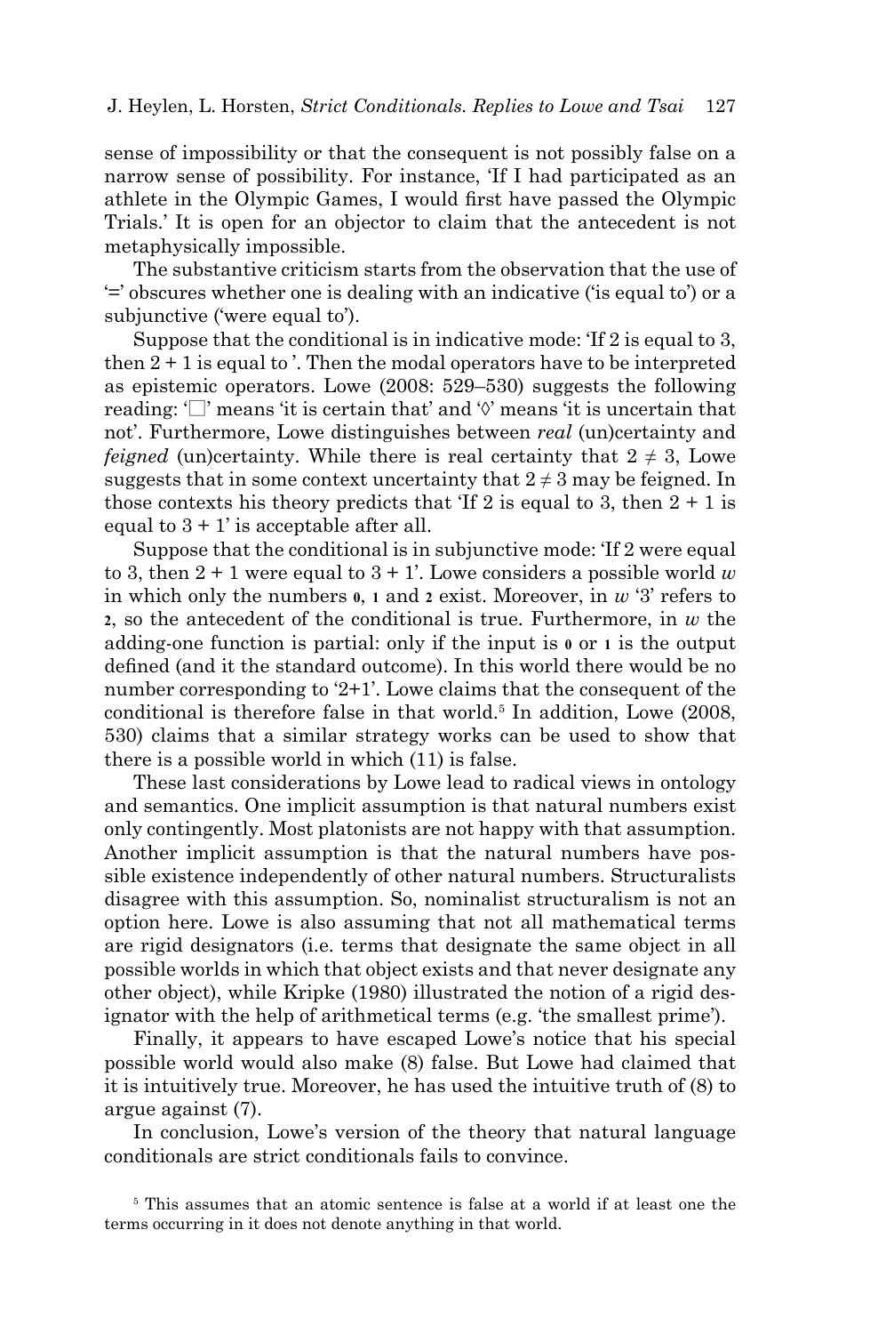sense of impossibility or that the consequent is not possibly false on a narrow sense of possibility. For instance, 'If I had participated as an athlete in the Olympic Games, I would first have passed the Olympic Trials.' It is open for an objector to claim that the antecedent is not metaphysically impossible.

The substantive criticism starts from the observation that the use of '=' obscures whether one is dealing with an indicative ('is equal to') or a subjunctive ('were equal to').

Suppose that the conditional is in indicative mode: 'If 2 is equal to 3, then 2 + 1 is equal to '. Then the modal operators have to be interpreted as epistemic operators. Lowe (2008: 529–530) suggests the following reading: '$\Box$' means 'it is certain that' and '$\Diamond$' means 'it is uncertain that not'. Furthermore, Lowe distinguishes between *real* (un)certainty and *feigned* (un)certainty. While there is real certainty that $2 \neq 3$, Lowe suggests that in some context uncertainty that $2 \neq 3$ may be feigned. In those contexts his theory predicts that 'If 2 is equal to 3, then 2 + 1 is equal to 3 + 1' is acceptable after all.

Suppose that the conditional is in subjunctive mode: 'If 2 were equal to 3, then 2 + 1 were equal to 3 + 1'. Lowe considers a possible world $w$ in which only the numbers **0**, **1** and **2** exist. Moreover, in $w$ '3' refers to **2**, so the antecedent of the conditional is true. Furthermore, in $w$ the adding-one function is partial: only if the input is **0** or **1** is the output defined (and it the standard outcome). In this world there would be no number corresponding to '2+1'. Lowe claims that the consequent of the conditional is therefore false in that world.[5] In addition, Lowe (2008, 530) claims that a similar strategy works can be used to show that there is a possible world in which (11) is false.

These last considerations by Lowe lead to radical views in ontology and semantics. One implicit assumption is that natural numbers exist only contingently. Most platonists are not happy with that assumption. Another implicit assumption is that the natural numbers have possible existence independently of other natural numbers. Structuralists disagree with this assumption. So, nominalist structuralism is not an option here. Lowe is also assuming that not all mathematical terms are rigid designators (i.e. terms that designate the same object in all possible worlds in which that object exists and that never designate any other object), while Kripke (1980) illustrated the notion of a rigid designator with the help of arithmetical terms (e.g. 'the smallest prime').

Finally, it appears to have escaped Lowe's notice that his special possible world would also make (8) false. But Lowe had claimed that it is intuitively true. Moreover, he has used the intuitive truth of (8) to argue against (7).

In conclusion, Lowe's version of the theory that natural language conditionals are strict conditionals fails to convince.

[5] This assumes that an atomic sentence is false at a world if at least one the terms occurring in it does not denote anything in that world.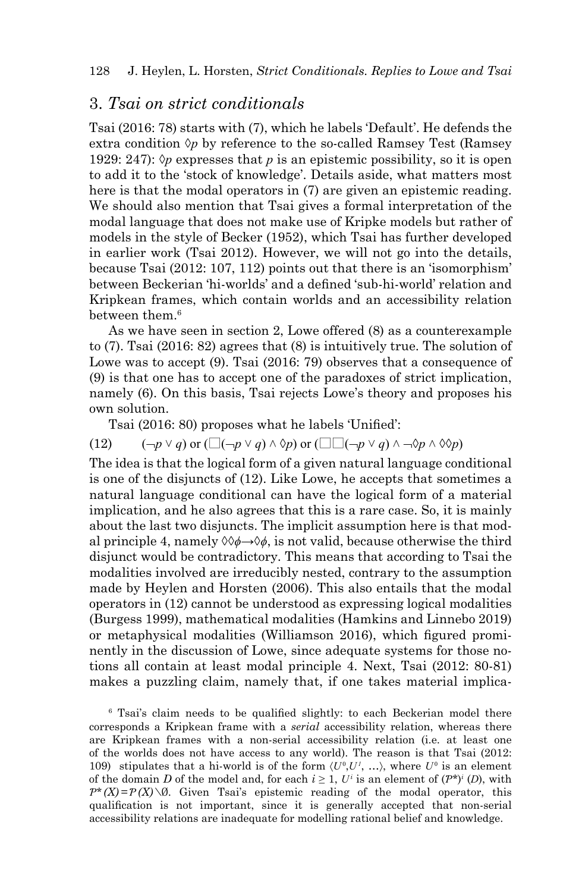## 3. *Tsai on strict conditionals*

Tsai (2016: 78) starts with (7), which he labels 'Default'. He defends the extra condition $\Diamond p$ by reference to the so-called Ramsey Test (Ramsey 1929: 247): $\Diamond p$ expresses that $p$ is an epistemic possibility, so it is open to add it to the 'stock of knowledge'. Details aside, what matters most here is that the modal operators in (7) are given an epistemic reading. We should also mention that Tsai gives a formal interpretation of the modal language that does not make use of Kripke models but rather of models in the style of Becker (1952), which Tsai has further developed in earlier work (Tsai 2012). However, we will not go into the details, because Tsai (2012: 107, 112) points out that there is an 'isomorphism' between Beckerian 'hi-worlds' and a defined 'sub-hi-world' relation and Kripkean frames, which contain worlds and an accessibility relation between them.[6]

As we have seen in section 2, Lowe offered (8) as a counterexample to (7). Tsai (2016: 82) agrees that (8) is intuitively true. The solution of Lowe was to accept (9). Tsai (2016: 79) observes that a consequence of (9) is that one has to accept one of the paradoxes of strict implication, namely (6). On this basis, Tsai rejects Lowe's theory and proposes his own solution.

Tsai (2016: 80) proposes what he labels 'Unified':

(12) $(\neg p \vee q)$ or $(\Box(\neg p \vee q) \wedge \Diamond p)$ or $(\Box\Box(\neg p \vee q) \wedge \neg\Diamond p \wedge \Diamond\Diamond p)$

The idea is that the logical form of a given natural language conditional is one of the disjuncts of (12). Like Lowe, he accepts that sometimes a natural language conditional can have the logical form of a material implication, and he also agrees that this is a rare case. So, it is mainly about the last two disjuncts. The implicit assumption here is that modal principle 4, namely $\Diamond\Diamond\phi \rightarrow \Diamond\phi$, is not valid, because otherwise the third disjunct would be contradictory. This means that according to Tsai the modalities involved are irreducibly nested, contrary to the assumption made by Heylen and Horsten (2006). This also entails that the modal operators in (12) cannot be understood as expressing logical modalities (Burgess 1999), mathematical modalities (Hamkins and Linnebo 2019) or metaphysical modalities (Williamson 2016), which figured prominently in the discussion of Lowe, since adequate systems for those notions all contain at least modal principle 4. Next, Tsai (2012: 80-81) makes a puzzling claim, namely that, if one takes material implica-

[6] Tsai's claim needs to be qualified slightly: to each Beckerian model there corresponds a Kripkean frame with a *serial* accessibility relation, whereas there are Kripkean frames with a non-serial accessibility relation (i.e. at least one of the worlds does not have access to any world). The reason is that Tsai (2012: 109) stipulates that a hi-world is of the form $\langle U^0, U^1, \ldots\rangle$, where $U^0$ is an element of the domain $D$ of the model and, for each $i \geq 1$, $U^i$ is an element of $(\mathcal{P}^*)^i(D)$, with $\mathcal{P}^*(X) = \mathcal{P}(X) \setminus \emptyset$. Given Tsai's epistemic reading of the modal operator, this qualification is not important, since it is generally accepted that non-serial accessibility relations are inadequate for modelling rational belief and knowledge.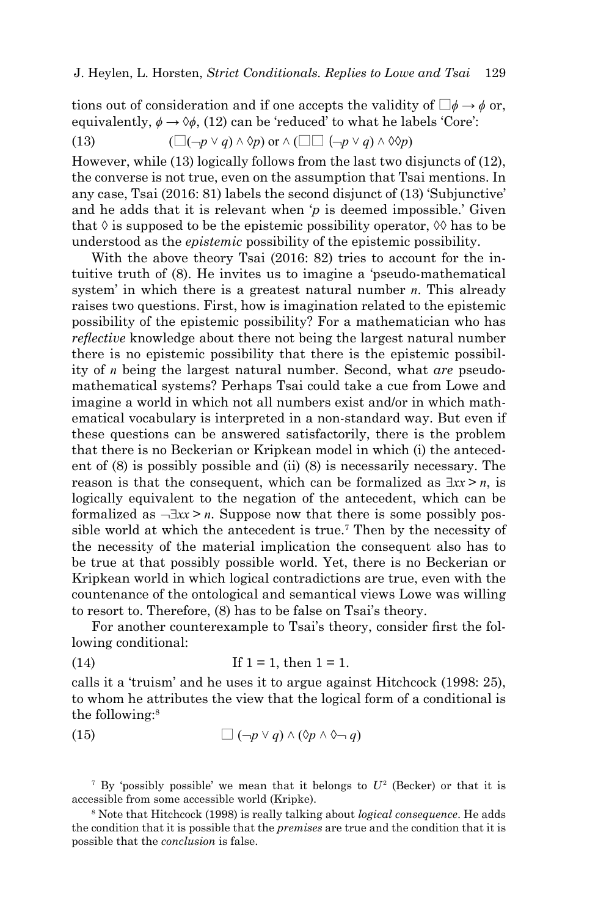tions out of consideration and if one accepts the validity of $\Box\phi \rightarrow \phi$ or, equivalently, $\phi \rightarrow \Diamond\phi$, (12) can be 'reduced' to what he labels 'Core':

(13) $(\Box(\neg p \vee q) \wedge \Diamond p)$ or $\wedge$ $(\Box\Box\ (\neg p \vee q) \wedge \Diamond\Diamond p)$

However, while (13) logically follows from the last two disjuncts of (12), the converse is not true, even on the assumption that Tsai mentions. In any case, Tsai (2016: 81) labels the second disjunct of (13) 'Subjunctive' and he adds that it is relevant when '$p$ is deemed impossible.' Given that $\Diamond$ is supposed to be the epistemic possibility operator, $\Diamond\Diamond$ has to be understood as the *epistemic* possibility of the epistemic possibility.

With the above theory Tsai (2016: 82) tries to account for the intuitive truth of (8). He invites us to imagine a 'pseudo-mathematical system' in which there is a greatest natural number $n$. This already raises two questions. First, how is imagination related to the epistemic possibility of the epistemic possibility? For a mathematician who has *reflective* knowledge about there not being the largest natural number there is no epistemic possibility that there is the epistemic possibility of $n$ being the largest natural number. Second, what *are* pseudo-mathematical systems? Perhaps Tsai could take a cue from Lowe and imagine a world in which not all numbers exist and/or in which mathematical vocabulary is interpreted in a non-standard way. But even if these questions can be answered satisfactorily, there is the problem that there is no Beckerian or Kripkean model in which (i) the antecedent of (8) is possibly possible and (ii) (8) is necessarily necessary. The reason is that the consequent, which can be formalized as $\exists xx > n$, is logically equivalent to the negation of the antecedent, which can be formalized as $\neg\exists xx > n$. Suppose now that there is some possibly possible world at which the antecedent is true.[7] Then by the necessity of the necessity of the material implication the consequent also has to be true at that possibly possible world. Yet, there is no Beckerian or Kripkean world in which logical contradictions are true, even with the countenance of the ontological and semantical views Lowe was willing to resort to. Therefore, (8) has to be false on Tsai's theory.

For another counterexample to Tsai's theory, consider first the following conditional:

(14) If $1 = 1$, then $1 = 1$.

calls it a 'truism' and he uses it to argue against Hitchcock (1998: 25), to whom he attributes the view that the logical form of a conditional is the following:[8]

(15) $\Box\ (\neg p \vee q) \wedge (\Diamond p \wedge \Diamond\neg\ q)$

[7] By 'possibly possible' we mean that it belongs to $U^2$ (Becker) or that it is accessible from some accessible world (Kripke).

[8] Note that Hitchcock (1998) is really talking about *logical consequence*. He adds the condition that it is possible that the *premises* are true and the condition that it is possible that the *conclusion* is false.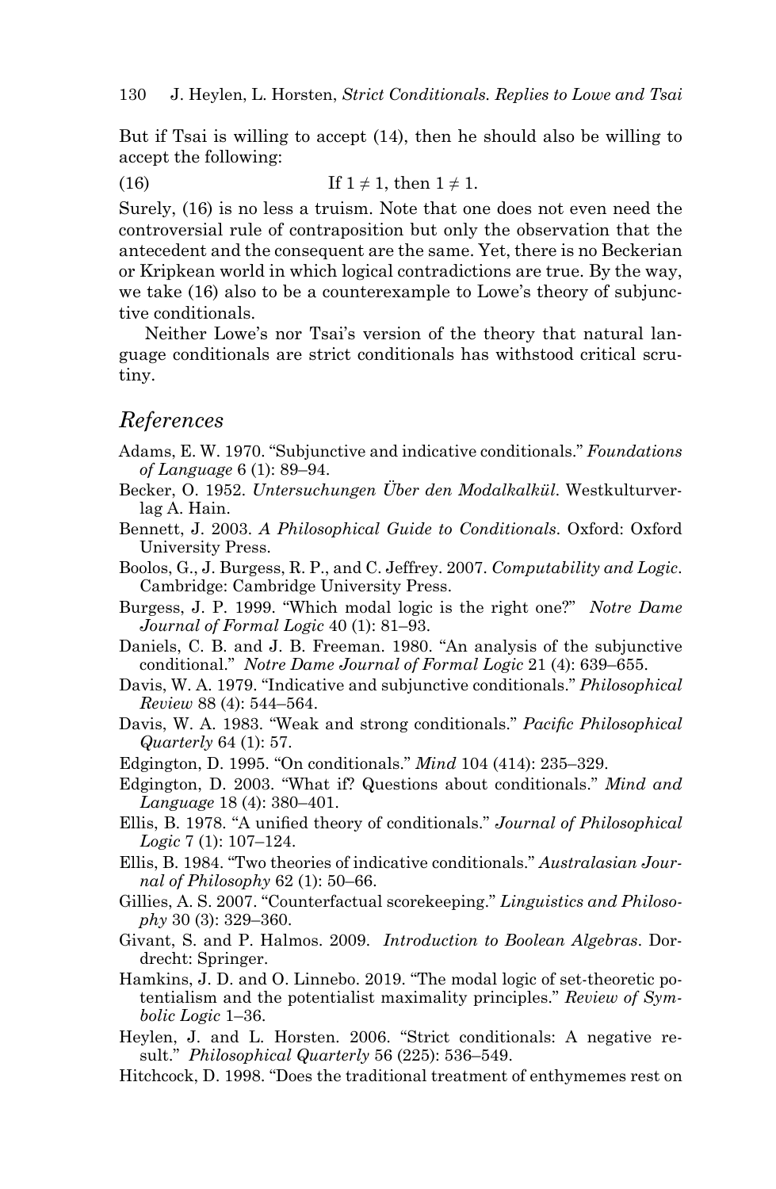But if Tsai is willing to accept (14), then he should also be willing to accept the following:

(16) If $1 \neq 1$, then $1 \neq 1$.

Surely, (16) is no less a truism. Note that one does not even need the controversial rule of contraposition but only the observation that the antecedent and the consequent are the same. Yet, there is no Beckerian or Kripkean world in which logical contradictions are true. By the way, we take (16) also to be a counterexample to Lowe's theory of subjunctive conditionals.

Neither Lowe's nor Tsai's version of the theory that natural language conditionals are strict conditionals has withstood critical scrutiny.

## References

Adams, E. W. 1970. "Subjunctive and indicative conditionals." *Foundations of Language* 6 (1): 89–94.

Becker, O. 1952. *Untersuchungen Über den Modalkalkül*. Westkulturverlag A. Hain.

Bennett, J. 2003. *A Philosophical Guide to Conditionals*. Oxford: Oxford University Press.

Boolos, G., J. Burgess, R. P., and C. Jeffrey. 2007. *Computability and Logic*. Cambridge: Cambridge University Press.

Burgess, J. P. 1999. "Which modal logic is the right one?" *Notre Dame Journal of Formal Logic* 40 (1): 81–93.

Daniels, C. B. and J. B. Freeman. 1980. "An analysis of the subjunctive conditional." *Notre Dame Journal of Formal Logic* 21 (4): 639–655.

Davis, W. A. 1979. "Indicative and subjunctive conditionals." *Philosophical Review* 88 (4): 544–564.

Davis, W. A. 1983. "Weak and strong conditionals." *Pacific Philosophical Quarterly* 64 (1): 57.

Edgington, D. 1995. "On conditionals." *Mind* 104 (414): 235–329.

Edgington, D. 2003. "What if? Questions about conditionals." *Mind and Language* 18 (4): 380–401.

Ellis, B. 1978. "A unified theory of conditionals." *Journal of Philosophical Logic* 7 (1): 107–124.

Ellis, B. 1984. "Two theories of indicative conditionals." *Australasian Journal of Philosophy* 62 (1): 50–66.

Gillies, A. S. 2007. "Counterfactual scorekeeping." *Linguistics and Philosophy* 30 (3): 329–360.

Givant, S. and P. Halmos. 2009. *Introduction to Boolean Algebras*. Dordrecht: Springer.

Hamkins, J. D. and O. Linnebo. 2019. "The modal logic of set-theoretic potentialism and the potentialist maximality principles." *Review of Symbolic Logic* 1–36.

Heylen, J. and L. Horsten. 2006. "Strict conditionals: A negative result." *Philosophical Quarterly* 56 (225): 536–549.

Hitchcock, D. 1998. "Does the traditional treatment of enthymemes rest on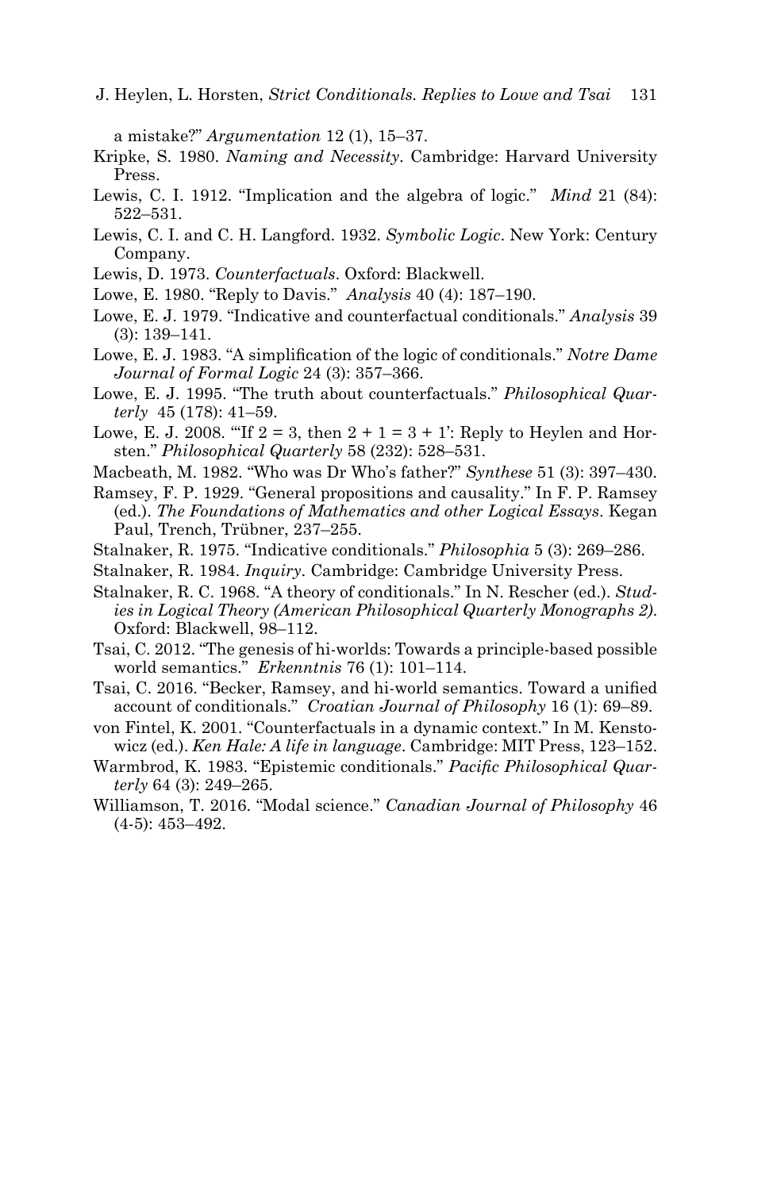a mistake?" *Argumentation* 12 (1), 15–37.

Kripke, S. 1980. *Naming and Necessity*. Cambridge: Harvard University Press.

Lewis, C. I. 1912. "Implication and the algebra of logic." *Mind* 21 (84): 522–531.

Lewis, C. I. and C. H. Langford. 1932. *Symbolic Logic*. New York: Century Company.

Lewis, D. 1973. *Counterfactuals*. Oxford: Blackwell.

Lowe, E. 1980. "Reply to Davis." *Analysis* 40 (4): 187–190.

Lowe, E. J. 1979. "Indicative and counterfactual conditionals." *Analysis* 39 (3): 139–141.

Lowe, E. J. 1983. "A simplification of the logic of conditionals." *Notre Dame Journal of Formal Logic* 24 (3): 357–366.

Lowe, E. J. 1995. "The truth about counterfactuals." *Philosophical Quarterly* 45 (178): 41–59.

Lowe, E. J. 2008. "'If 2 = 3, then 2 + 1 = 3 + 1': Reply to Heylen and Horsten." *Philosophical Quarterly* 58 (232): 528–531.

Macbeath, M. 1982. "Who was Dr Who's father?" *Synthese* 51 (3): 397–430.

Ramsey, F. P. 1929. "General propositions and causality." In F. P. Ramsey (ed.). *The Foundations of Mathematics and other Logical Essays*. Kegan Paul, Trench, Trübner, 237–255.

Stalnaker, R. 1975. "Indicative conditionals." *Philosophia* 5 (3): 269–286.

Stalnaker, R. 1984. *Inquiry*. Cambridge: Cambridge University Press.

Stalnaker, R. C. 1968. "A theory of conditionals." In N. Rescher (ed.). *Studies in Logical Theory (American Philosophical Quarterly Monographs 2)*. Oxford: Blackwell, 98–112.

Tsai, C. 2012. "The genesis of hi-worlds: Towards a principle-based possible world semantics." *Erkenntnis* 76 (1): 101–114.

Tsai, C. 2016. "Becker, Ramsey, and hi-world semantics. Toward a unified account of conditionals." *Croatian Journal of Philosophy* 16 (1): 69–89.

von Fintel, K. 2001. "Counterfactuals in a dynamic context." In M. Kenstowicz (ed.). *Ken Hale: A life in language*. Cambridge: MIT Press, 123–152.

Warmbrod, K. 1983. "Epistemic conditionals." *Pacific Philosophical Quarterly* 64 (3): 249–265.

Williamson, T. 2016. "Modal science." *Canadian Journal of Philosophy* 46 (4-5): 453–492.